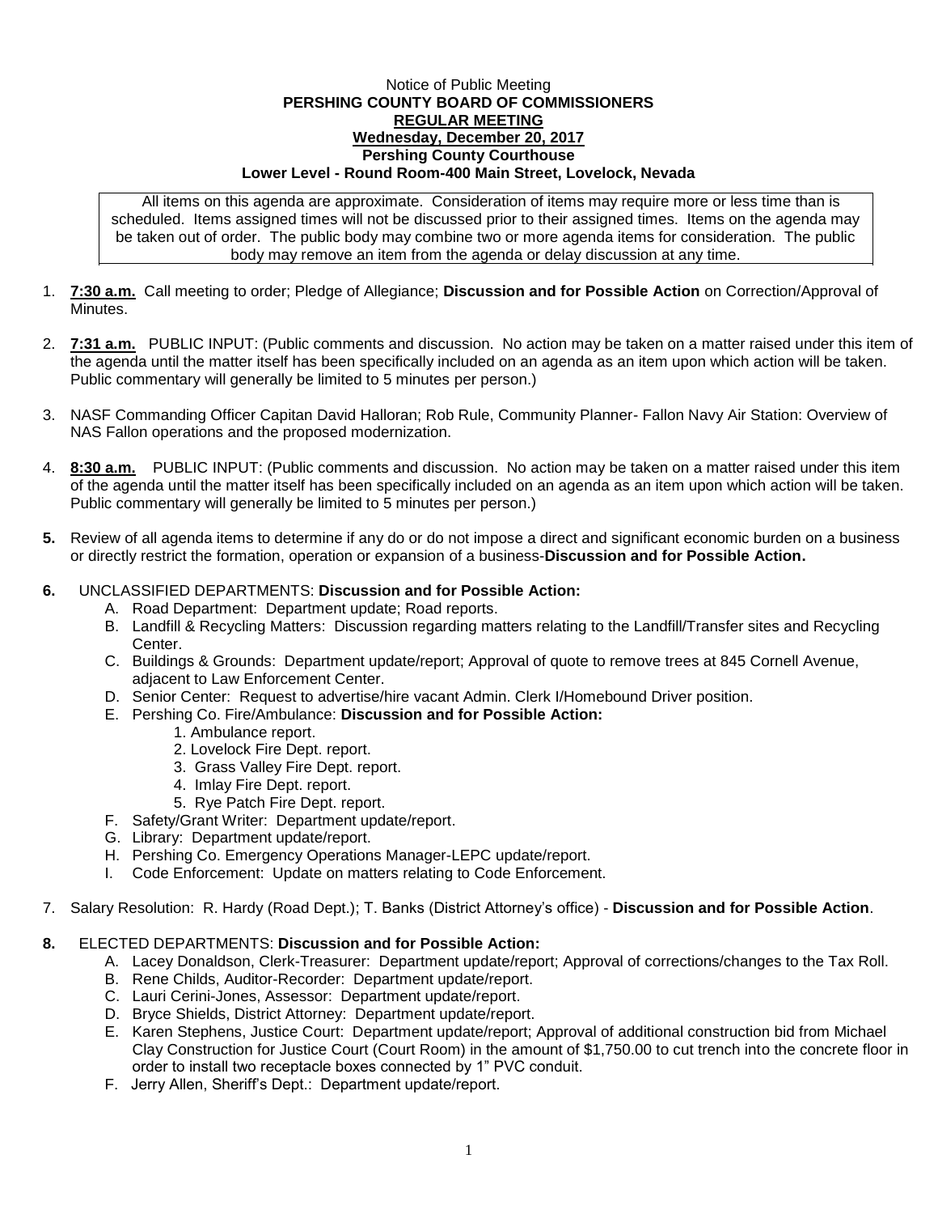Notice of Public Meeting

**PERSHING COUNTY BOARD OF COMMISSIONERS**

**REGULAR MEETING**

**Wednesday, December 20, 2017**

**Pershing County Courthouse**

**Lower Level - Round Room-400 Main Street, Lovelock, Nevada**

All items on this agenda are approximate. Consideration of items may require more or less time than is scheduled. Items assigned times will not be discussed prior to their assigned times. Items on the agenda may be taken out of order. The public body may combine two or more agenda items for consideration. The public body may remove an item from the agenda or delay discussion at any time.

1. **7:30 a.m.** Call meeting to order; Pledge of Allegiance; **Discussion and for Possible Action** on Correction/Approval of Minutes.

2. **7:31 a.m.** PUBLIC INPUT: (Public comments and discussion. No action may be taken on a matter raised under this item of the agenda until the matter itself has been specifically included on an agenda as an item upon which action will be taken. Public commentary will generally be limited to 5 minutes per person.)

3. NASF Commanding Officer Capitan David Halloran; Rob Rule, Community Planner- Fallon Navy Air Station: Overview of NAS Fallon operations and the proposed modernization.

4. **8:30 a.m.** PUBLIC INPUT: (Public comments and discussion. No action may be taken on a matter raised under this item of the agenda until the matter itself has been specifically included on an agenda as an item upon which action will be taken. Public commentary will generally be limited to 5 minutes per person.)

5. Review of all agenda items to determine if any do or do not impose a direct and significant economic burden on a business or directly restrict the formation, operation or expansion of a business-**Discussion and for Possible Action.**

6. UNCLASSIFIED DEPARTMENTS: **Discussion and for Possible Action:**
   - A. Road Department: Department update; Road reports.
   - B. Landfill & Recycling Matters: Discussion regarding matters relating to the Landfill/Transfer sites and Recycling Center.
   - C. Buildings & Grounds: Department update/report; Approval of quote to remove trees at 845 Cornell Avenue, adjacent to Law Enforcement Center.
   - D. Senior Center: Request to advertise/hire vacant Admin. Clerk I/Homebound Driver position.
   - E. Pershing Co. Fire/Ambulance: **Discussion and for Possible Action:**
     1. Ambulance report.
     2. Lovelock Fire Dept. report.
     3. Grass Valley Fire Dept. report.
     4. Imlay Fire Dept. report.
     5. Rye Patch Fire Dept. report.
   - F. Safety/Grant Writer: Department update/report.
   - G. Library: Department update/report.
   - H. Pershing Co. Emergency Operations Manager-LEPC update/report.
   - I. Code Enforcement: Update on matters relating to Code Enforcement.

7. Salary Resolution: R. Hardy (Road Dept.); T. Banks (District Attorney's office) - **Discussion and for Possible Action**.

8. ELECTED DEPARTMENTS: **Discussion and for Possible Action:**
   - A. Lacey Donaldson, Clerk-Treasurer: Department update/report; Approval of corrections/changes to the Tax Roll.
   - B. Rene Childs, Auditor-Recorder: Department update/report.
   - C. Lauri Cerini-Jones, Assessor: Department update/report.
   - D. Bryce Shields, District Attorney: Department update/report.
   - E. Karen Stephens, Justice Court: Department update/report; Approval of additional construction bid from Michael Clay Construction for Justice Court (Court Room) in the amount of $1,750.00 to cut trench into the concrete floor in order to install two receptacle boxes connected by 1" PVC conduit.
   - F. Jerry Allen, Sheriff's Dept.: Department update/report.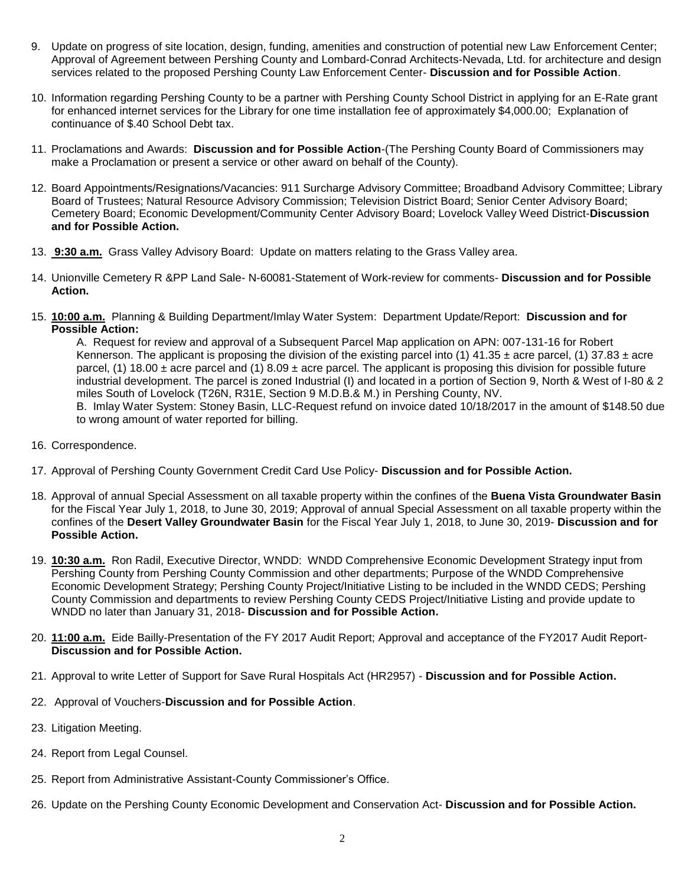9. Update on progress of site location, design, funding, amenities and construction of potential new Law Enforcement Center; Approval of Agreement between Pershing County and Lombard-Conrad Architects-Nevada, Ltd. for architecture and design services related to the proposed Pershing County Law Enforcement Center- **Discussion and for Possible Action**.

10. Information regarding Pershing County to be a partner with Pershing County School District in applying for an E-Rate grant for enhanced internet services for the Library for one time installation fee of approximately $4,000.00; Explanation of continuance of $.40 School Debt tax.

11. Proclamations and Awards: **Discussion and for Possible Action**-(The Pershing County Board of Commissioners may make a Proclamation or present a service or other award on behalf of the County).

12. Board Appointments/Resignations/Vacancies: 911 Surcharge Advisory Committee; Broadband Advisory Committee; Library Board of Trustees; Natural Resource Advisory Commission; Television District Board; Senior Center Advisory Board; Cemetery Board; Economic Development/Community Center Advisory Board; Lovelock Valley Weed District-**Discussion and for Possible Action.**

13. **9:30 a.m.** Grass Valley Advisory Board: Update on matters relating to the Grass Valley area.

14. Unionville Cemetery R &PP Land Sale- N-60081-Statement of Work-review for comments- **Discussion and for Possible Action.**

15. **10:00 a.m.** Planning & Building Department/Imlay Water System: Department Update/Report: **Discussion and for Possible Action:**

    A. Request for review and approval of a Subsequent Parcel Map application on APN: 007-131-16 for Robert Kennerson. The applicant is proposing the division of the existing parcel into (1) 41.35 ± acre parcel, (1) 37.83 ± acre parcel, (1) 18.00 ± acre parcel and (1) 8.09 ± acre parcel. The applicant is proposing this division for possible future industrial development. The parcel is zoned Industrial (I) and located in a portion of Section 9, North & West of I-80 & 2 miles South of Lovelock (T26N, R31E, Section 9 M.D.B.& M.) in Pershing County, NV.

    B. Imlay Water System: Stoney Basin, LLC-Request refund on invoice dated 10/18/2017 in the amount of $148.50 due to wrong amount of water reported for billing.

16. Correspondence.

17. Approval of Pershing County Government Credit Card Use Policy- **Discussion and for Possible Action.**

18. Approval of annual Special Assessment on all taxable property within the confines of the **Buena Vista Groundwater Basin** for the Fiscal Year July 1, 2018, to June 30, 2019; Approval of annual Special Assessment on all taxable property within the confines of the **Desert Valley Groundwater Basin** for the Fiscal Year July 1, 2018, to June 30, 2019- **Discussion and for Possible Action.**

19. **10:30 a.m.** Ron Radil, Executive Director, WNDD: WNDD Comprehensive Economic Development Strategy input from Pershing County from Pershing County Commission and other departments; Purpose of the WNDD Comprehensive Economic Development Strategy; Pershing County Project/Initiative Listing to be included in the WNDD CEDS; Pershing County Commission and departments to review Pershing County CEDS Project/Initiative Listing and provide update to WNDD no later than January 31, 2018- **Discussion and for Possible Action.**

20. **11:00 a.m.** Eide Bailly-Presentation of the FY 2017 Audit Report; Approval and acceptance of the FY2017 Audit Report- **Discussion and for Possible Action.**

21. Approval to write Letter of Support for Save Rural Hospitals Act (HR2957) - **Discussion and for Possible Action.**

22. Approval of Vouchers-**Discussion and for Possible Action**.

23. Litigation Meeting.

24. Report from Legal Counsel.

25. Report from Administrative Assistant-County Commissioner's Office.

26. Update on the Pershing County Economic Development and Conservation Act- **Discussion and for Possible Action.**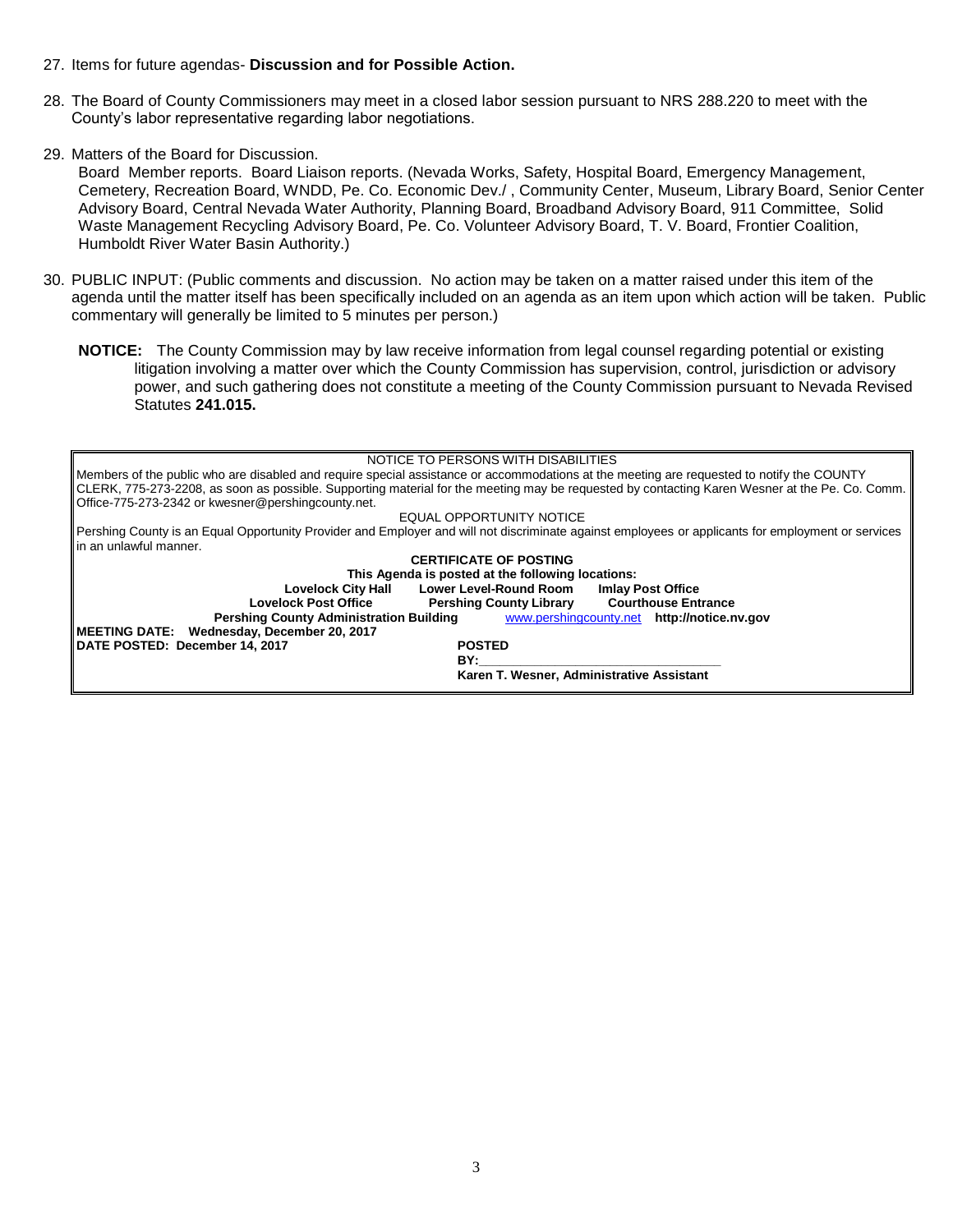27. Items for future agendas- **Discussion and for Possible Action.**

28. The Board of County Commissioners may meet in a closed labor session pursuant to NRS 288.220 to meet with the County's labor representative regarding labor negotiations.

29. Matters of the Board for Discussion.
    Board Member reports. Board Liaison reports. (Nevada Works, Safety, Hospital Board, Emergency Management, Cemetery, Recreation Board, WNDD, Pe. Co. Economic Dev./ , Community Center, Museum, Library Board, Senior Center Advisory Board, Central Nevada Water Authority, Planning Board, Broadband Advisory Board, 911 Committee, Solid Waste Management Recycling Advisory Board, Pe. Co. Volunteer Advisory Board, T. V. Board, Frontier Coalition, Humboldt River Water Basin Authority.)

30. PUBLIC INPUT: (Public comments and discussion. No action may be taken on a matter raised under this item of the agenda until the matter itself has been specifically included on an agenda as an item upon which action will be taken. Public commentary will generally be limited to 5 minutes per person.)

**NOTICE:** The County Commission may by law receive information from legal counsel regarding potential or existing litigation involving a matter over which the County Commission has supervision, control, jurisdiction or advisory power, and such gathering does not constitute a meeting of the County Commission pursuant to Nevada Revised Statutes **241.015.**

NOTICE TO PERSONS WITH DISABILITIES

Members of the public who are disabled and require special assistance or accommodations at the meeting are requested to notify the COUNTY CLERK, 775-273-2208, as soon as possible. Supporting material for the meeting may be requested by contacting Karen Wesner at the Pe. Co. Comm. Office-775-273-2342 or kwesner@pershingcounty.net.

EQUAL OPPORTUNITY NOTICE

Pershing County is an Equal Opportunity Provider and Employer and will not discriminate against employees or applicants for employment or services in an unlawful manner.

**CERTIFICATE OF POSTING**

**This Agenda is posted at the following locations:**

**Lovelock City Hall** **Lower Level-Round Room** **Imlay Post Office**
**Lovelock Post Office** **Pershing County Library** **Courthouse Entrance**
**Pershing County Administration Building** www.pershingcounty.net **http://notice.nv.gov**

**MEETING DATE: Wednesday, December 20, 2017**

**DATE POSTED: December 14, 2017**

**POSTED BY:_________________________________**

**Karen T. Wesner, Administrative Assistant**